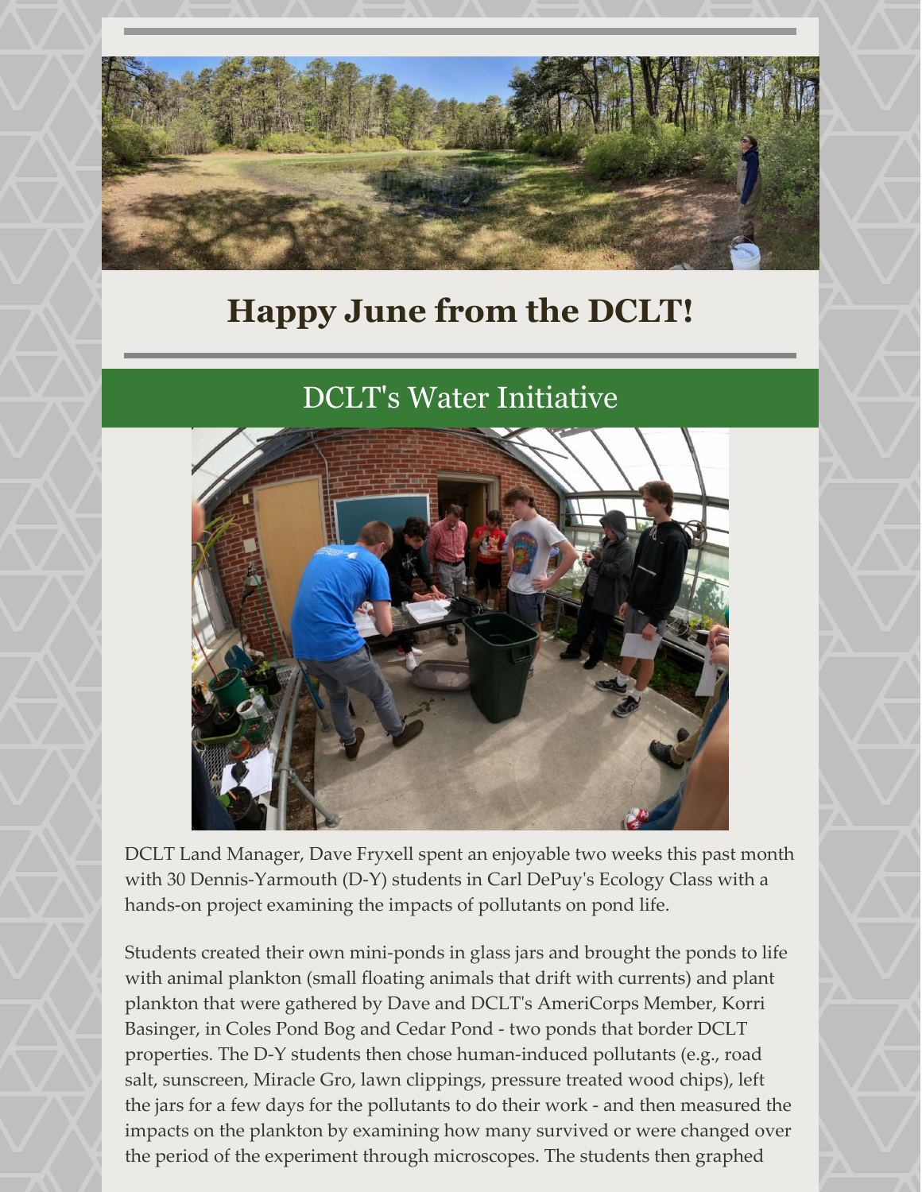# Happy June from the DCLT!

## DCLT's Water Initiative

DCLT Land Manager, Dave Fryxell spent an enjoyable two weeks this past month with 30 Dennis-Yarmouth (D-Y) students in Carl DePuy's Ecology Class with a hands-on project examining the impacts of pollutants on pond life.

Students created their own mini-ponds in glass jars and brought the ponds to life with animal plankton (small floating animals that drift with currents) and plant plankton that were gathered by Dave and DCLT's AmeriCorps Member, Korri Basinger, in Coles Pond Bog and Cedar Pond - two ponds that border DCLT properties. The D-Y students then chose human-induced pollutants (e.g., road salt, sunscreen, Miracle Gro, lawn clippings, pressure treated wood chips), left the jars for a few days for the pollutants to do their work - and then measured the impacts on the plankton by examining how many survived or were changed over the period of the experiment through microscopes. The students then graphed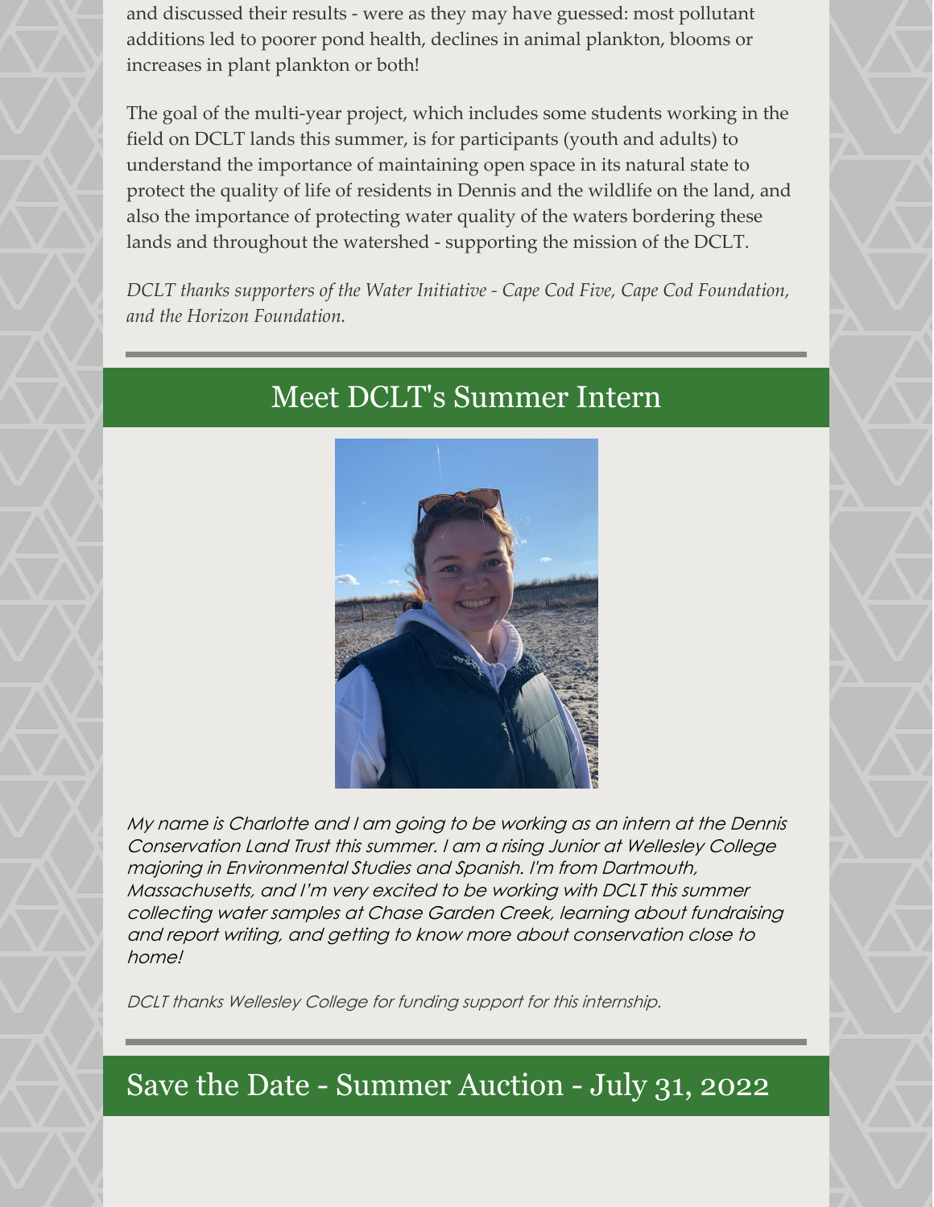and discussed their results - were as they may have guessed: most pollutant additions led to poorer pond health, declines in animal plankton, blooms or increases in plant plankton or both!

The goal of the multi-year project, which includes some students working in the field on DCLT lands this summer, is for participants (youth and adults) to understand the importance of maintaining open space in its natural state to protect the quality of life of residents in Dennis and the wildlife on the land, and also the importance of protecting water quality of the waters bordering these lands and throughout the watershed - supporting the mission of the DCLT.

*DCLT thanks supporters of the Water Initiative - Cape Cod Five, Cape Cod Foundation, and the Horizon Foundation.*

---

## Meet DCLT's Summer Intern

*My name is Charlotte and I am going to be working as an intern at the Dennis Conservation Land Trust this summer. I am a rising Junior at Wellesley College majoring in Environmental Studies and Spanish. I'm from Dartmouth, Massachusetts, and I'm very excited to be working with DCLT this summer collecting water samples at Chase Garden Creek, learning about fundraising and report writing, and getting to know more about conservation close to home!*

*DCLT thanks Wellesley College for funding support for this internship.*

---

## Save the Date - Summer Auction - July 31, 2022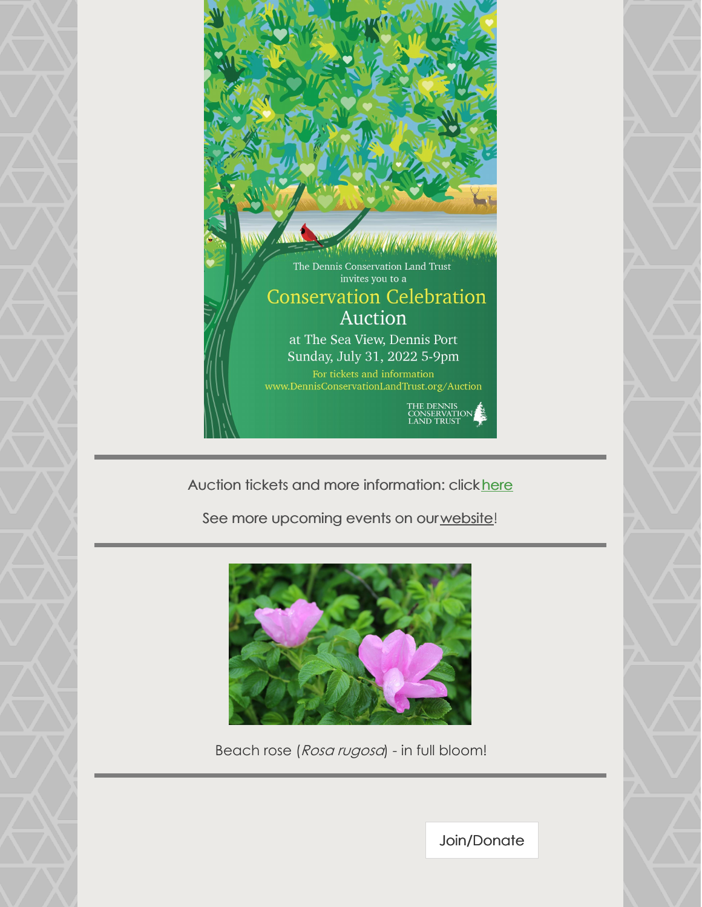The Dennis Conservation Land Trust invites you to a

## Conservation Celebration Auction

at The Sea View, Dennis Port
Sunday, July 31, 2022 5-9pm

For tickets and information
www.DennisConservationLandTrust.org/Auction

THE DENNIS CONSERVATION LAND TRUST

---

Auction tickets and more information: click here

See more upcoming events on our website!

---

Beach rose (*Rosa rugosa*) - in full bloom!

---

Join/Donate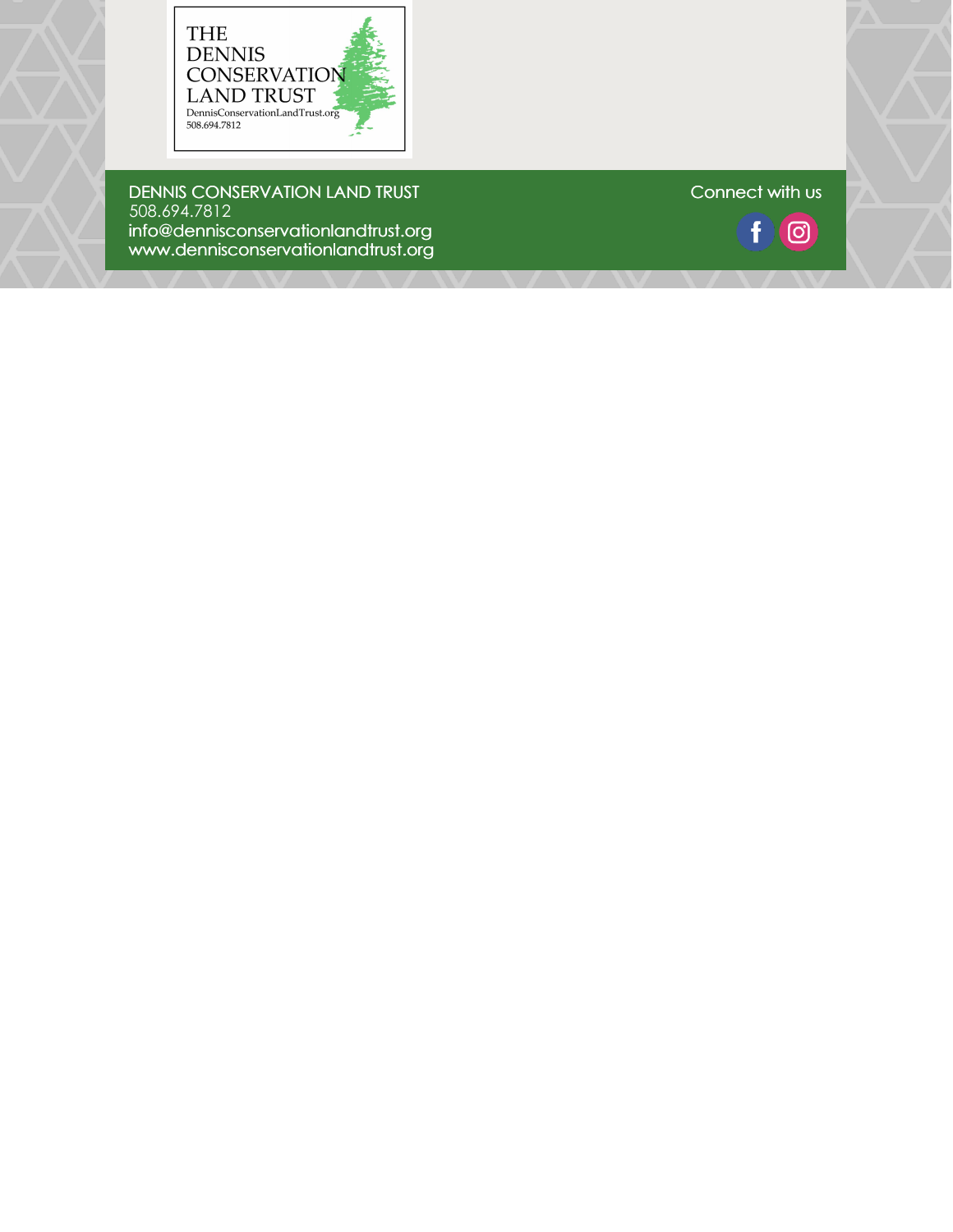THE DENNIS CONSERVATION LAND TRUST
DennisConservationLandTrust.org
508.694.7812

**DENNIS CONSERVATION LAND TRUST**
508.694.7812
info@dennisconservationlandtrust.org
www.dennisconservationlandtrust.org

Connect with us